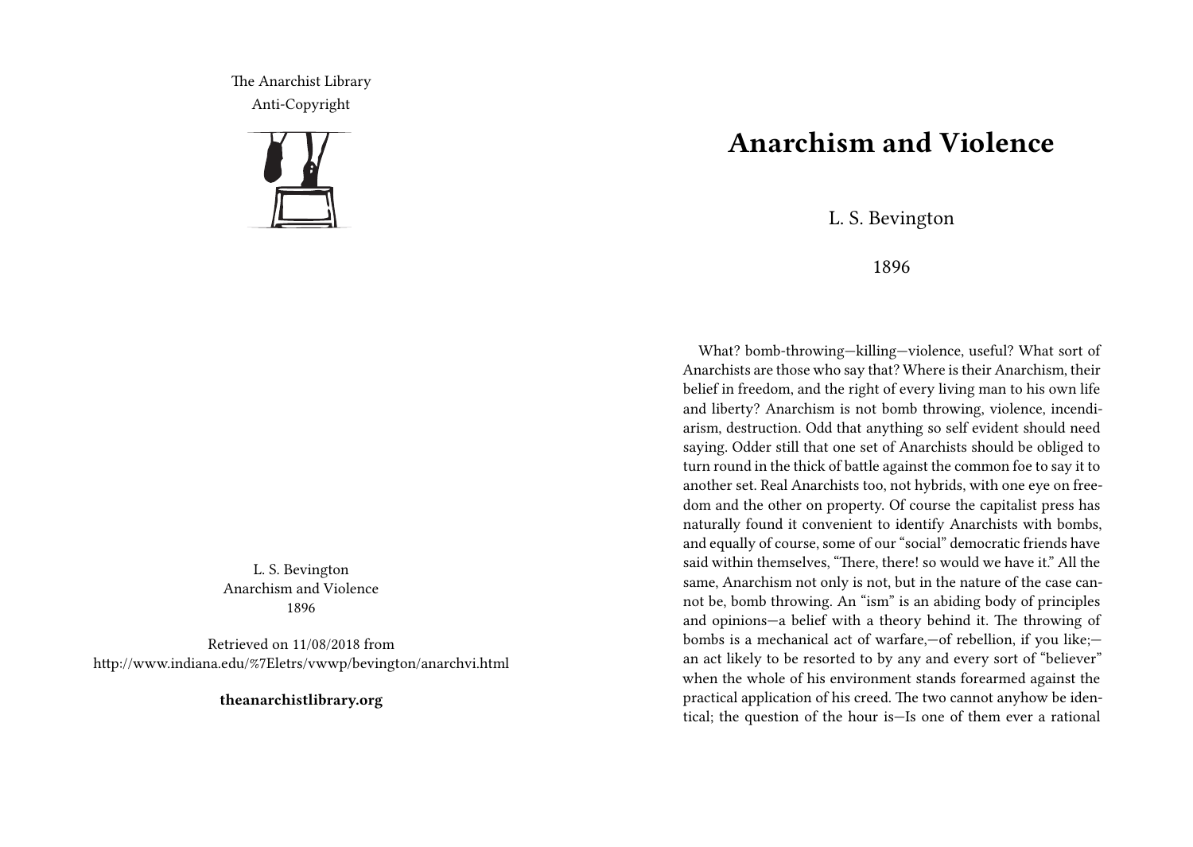The Anarchist Library
Anti-Copyright

L. S. Bevington
Anarchism and Violence
1896

Retrieved on 11/08/2018 from
http://www.indiana.edu/%7Eletrs/vwwp/bevington/anarchvi.html

**theanarchistlibrary.org**

# Anarchism and Violence

L. S. Bevington

1896

What? bomb-throwing—killing—violence, useful? What sort of Anarchists are those who say that? Where is their Anarchism, their belief in freedom, and the right of every living man to his own life and liberty? Anarchism is not bomb throwing, violence, incendiarism, destruction. Odd that anything so self evident should need saying. Odder still that one set of Anarchists should be obliged to turn round in the thick of battle against the common foe to say it to another set. Real Anarchists too, not hybrids, with one eye on freedom and the other on property. Of course the capitalist press has naturally found it convenient to identify Anarchists with bombs, and equally of course, some of our "social" democratic friends have said within themselves, "There, there! so would we have it." All the same, Anarchism not only is not, but in the nature of the case cannot be, bomb throwing. An "ism" is an abiding body of principles and opinions—a belief with a theory behind it. The throwing of bombs is a mechanical act of warfare,—of rebellion, if you like;—an act likely to be resorted to by any and every sort of "believer" when the whole of his environment stands forearmed against the practical application of his creed. The two cannot anyhow be identical; the question of the hour is—Is one of them ever a rational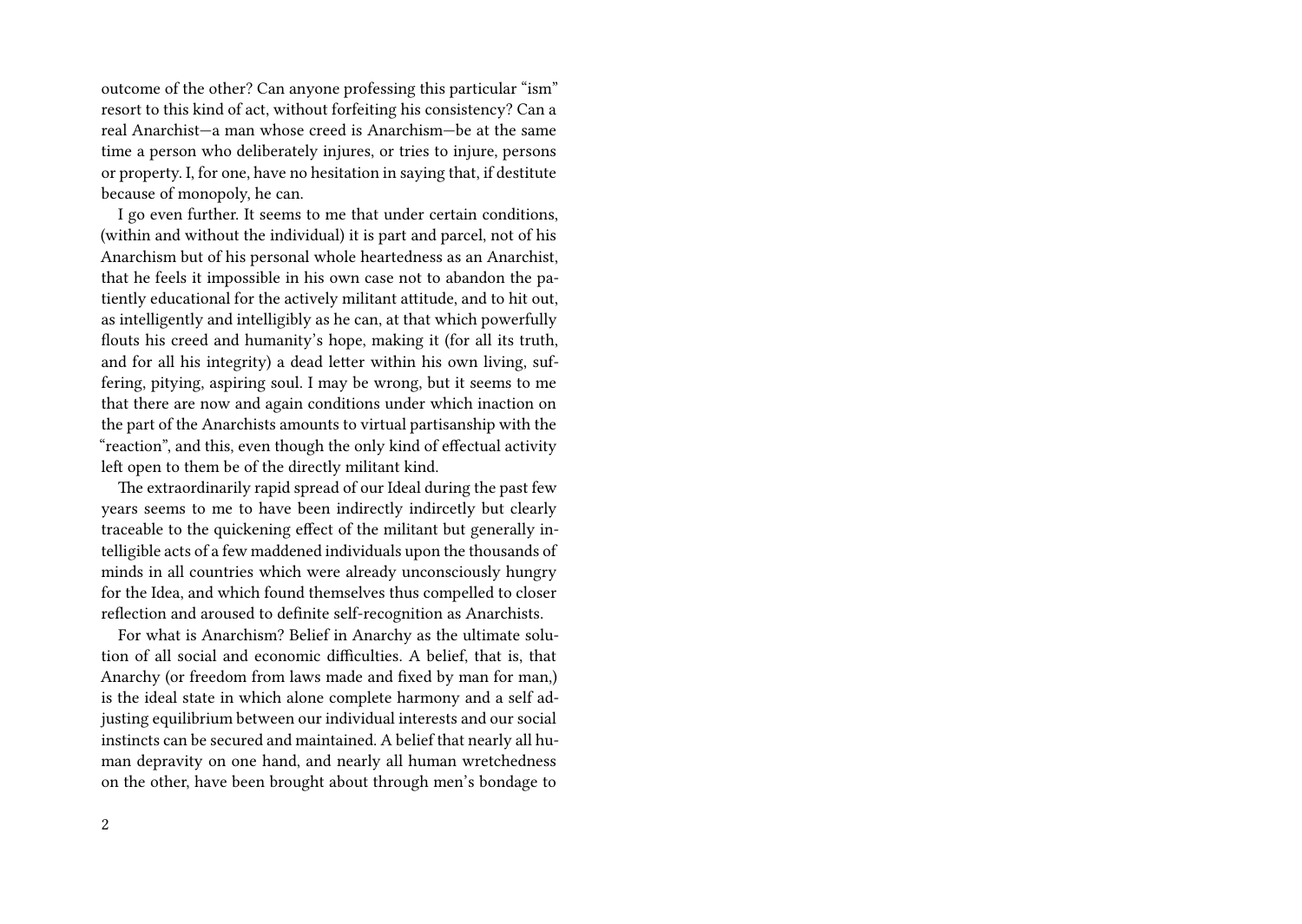outcome of the other? Can anyone professing this particular "ism" resort to this kind of act, without forfeiting his consistency? Can a real Anarchist—a man whose creed is Anarchism—be at the same time a person who deliberately injures, or tries to injure, persons or property. I, for one, have no hesitation in saying that, if destitute because of monopoly, he can.

I go even further. It seems to me that under certain conditions, (within and without the individual) it is part and parcel, not of his Anarchism but of his personal whole heartedness as an Anarchist, that he feels it impossible in his own case not to abandon the patiently educational for the actively militant attitude, and to hit out, as intelligently and intelligibly as he can, at that which powerfully flouts his creed and humanity's hope, making it (for all its truth, and for all his integrity) a dead letter within his own living, suffering, pitying, aspiring soul. I may be wrong, but it seems to me that there are now and again conditions under which inaction on the part of the Anarchists amounts to virtual partisanship with the "reaction", and this, even though the only kind of effectual activity left open to them be of the directly militant kind.

The extraordinarily rapid spread of our Ideal during the past few years seems to me to have been indirectly indircetly but clearly traceable to the quickening effect of the militant but generally intelligible acts of a few maddened individuals upon the thousands of minds in all countries which were already unconsciously hungry for the Idea, and which found themselves thus compelled to closer reflection and aroused to definite self-recognition as Anarchists.

For what is Anarchism? Belief in Anarchy as the ultimate solution of all social and economic difficulties. A belief, that is, that Anarchy (or freedom from laws made and fixed by man for man,) is the ideal state in which alone complete harmony and a self adjusting equilibrium between our individual interests and our social instincts can be secured and maintained. A belief that nearly all human depravity on one hand, and nearly all human wretchedness on the other, have been brought about through men's bondage to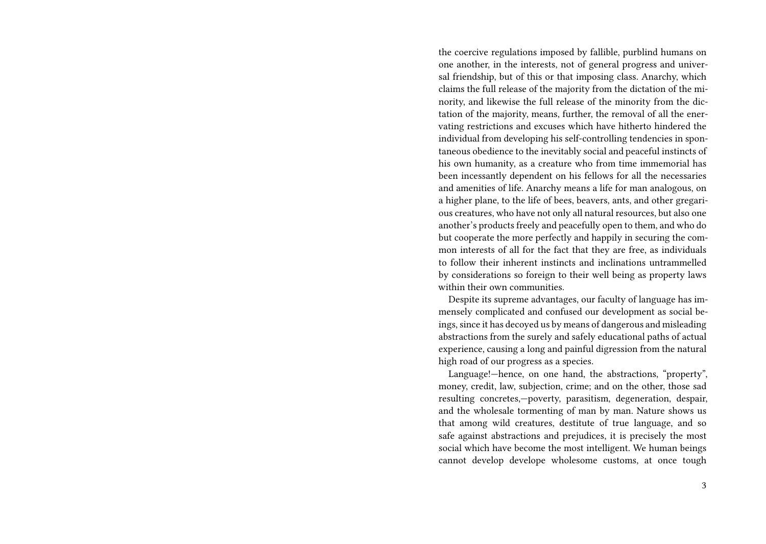the coercive regulations imposed by fallible, purblind humans on one another, in the interests, not of general progress and universal friendship, but of this or that imposing class. Anarchy, which claims the full release of the majority from the dictation of the minority, and likewise the full release of the minority from the dictation of the majority, means, further, the removal of all the enervating restrictions and excuses which have hitherto hindered the individual from developing his self-controlling tendencies in spontaneous obedience to the inevitably social and peaceful instincts of his own humanity, as a creature who from time immemorial has been incessantly dependent on his fellows for all the necessaries and amenities of life. Anarchy means a life for man analogous, on a higher plane, to the life of bees, beavers, ants, and other gregarious creatures, who have not only all natural resources, but also one another's products freely and peacefully open to them, and who do but cooperate the more perfectly and happily in securing the common interests of all for the fact that they are free, as individuals to follow their inherent instincts and inclinations untrammelled by considerations so foreign to their well being as property laws within their own communities.

Despite its supreme advantages, our faculty of language has immensely complicated and confused our development as social beings, since it has decoyed us by means of dangerous and misleading abstractions from the surely and safely educational paths of actual experience, causing a long and painful digression from the natural high road of our progress as a species.

Language!—hence, on one hand, the abstractions, "property", money, credit, law, subjection, crime; and on the other, those sad resulting concretes,—poverty, parasitism, degeneration, despair, and the wholesale tormenting of man by man. Nature shows us that among wild creatures, destitute of true language, and so safe against abstractions and prejudices, it is precisely the most social which have become the most intelligent. We human beings cannot develop develope wholesome customs, at once tough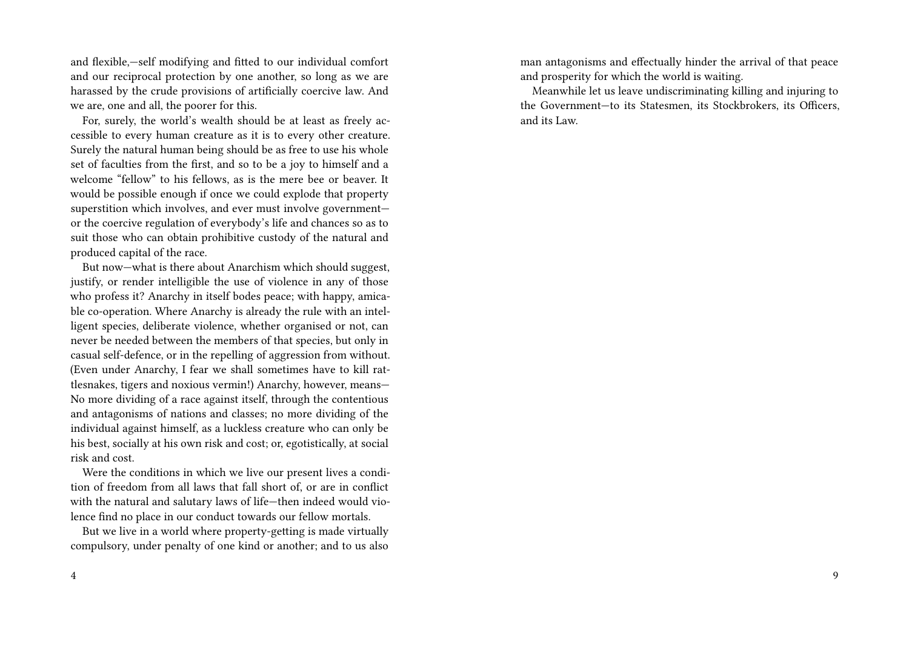and flexible,—self modifying and fitted to our individual comfort and our reciprocal protection by one another, so long as we are harassed by the crude provisions of artificially coercive law. And we are, one and all, the poorer for this.

For, surely, the world's wealth should be at least as freely accessible to every human creature as it is to every other creature. Surely the natural human being should be as free to use his whole set of faculties from the first, and so to be a joy to himself and a welcome "fellow" to his fellows, as is the mere bee or beaver. It would be possible enough if once we could explode that property superstition which involves, and ever must involve government—or the coercive regulation of everybody's life and chances so as to suit those who can obtain prohibitive custody of the natural and produced capital of the race.

But now—what is there about Anarchism which should suggest, justify, or render intelligible the use of violence in any of those who profess it? Anarchy in itself bodes peace; with happy, amicable co-operation. Where Anarchy is already the rule with an intelligent species, deliberate violence, whether organised or not, can never be needed between the members of that species, but only in casual self-defence, or in the repelling of aggression from without. (Even under Anarchy, I fear we shall sometimes have to kill rattlesnakes, tigers and noxious vermin!) Anarchy, however, means—No more dividing of a race against itself, through the contentious and antagonisms of nations and classes; no more dividing of the individual against himself, as a luckless creature who can only be his best, socially at his own risk and cost; or, egotistically, at social risk and cost.

Were the conditions in which we live our present lives a condition of freedom from all laws that fall short of, or are in conflict with the natural and salutary laws of life—then indeed would violence find no place in our conduct towards our fellow mortals.

But we live in a world where property-getting is made virtually compulsory, under penalty of one kind or another; and to us also

man antagonisms and effectually hinder the arrival of that peace and prosperity for which the world is waiting.

Meanwhile let us leave undiscriminating killing and injuring to the Government—to its Statesmen, its Stockbrokers, its Officers, and its Law.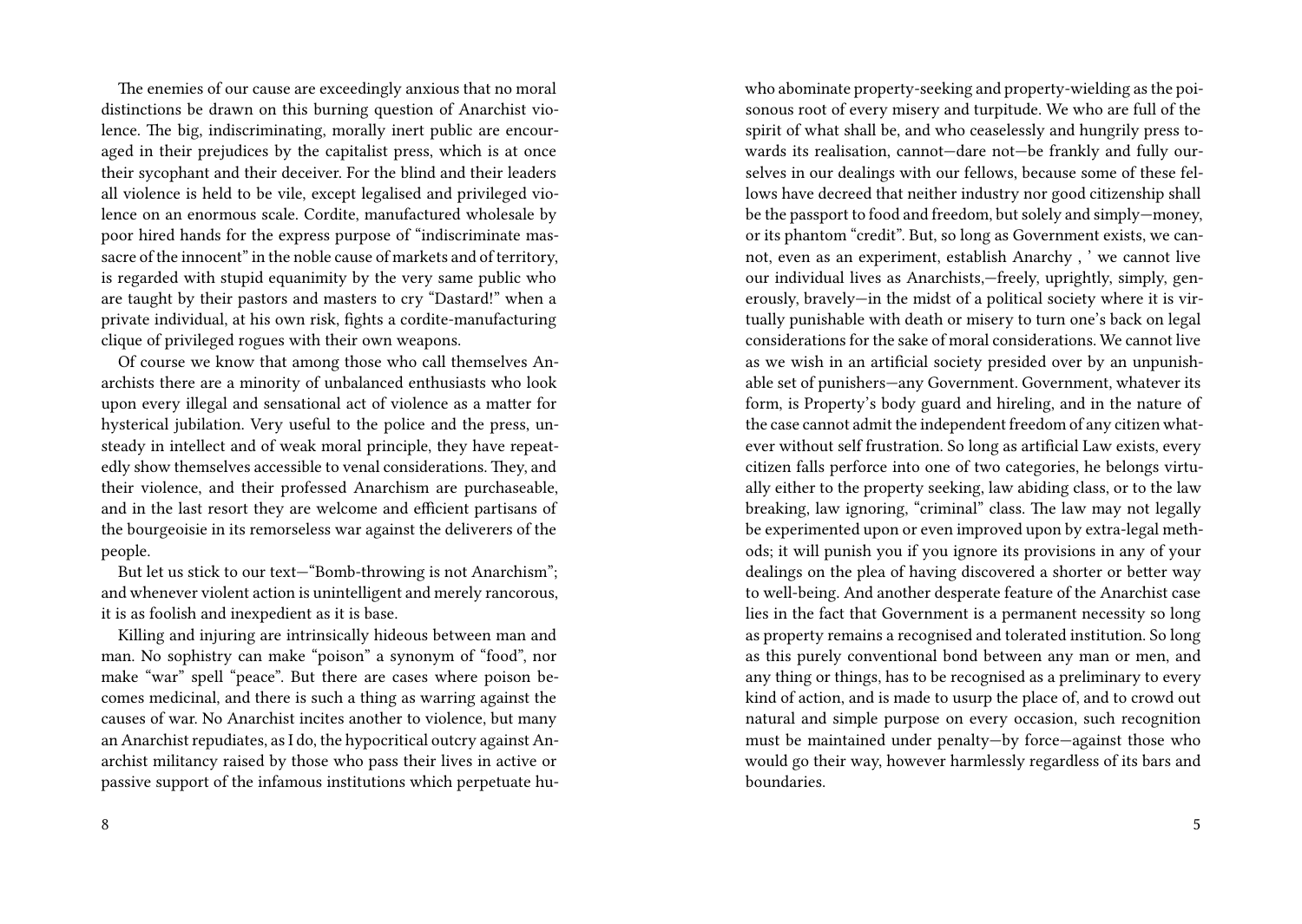The enemies of our cause are exceedingly anxious that no moral distinctions be drawn on this burning question of Anarchist violence. The big, indiscriminating, morally inert public are encouraged in their prejudices by the capitalist press, which is at once their sycophant and their deceiver. For the blind and their leaders all violence is held to be vile, except legalised and privileged violence on an enormous scale. Cordite, manufactured wholesale by poor hired hands for the express purpose of "indiscriminate massacre of the innocent" in the noble cause of markets and of territory, is regarded with stupid equanimity by the very same public who are taught by their pastors and masters to cry "Dastard!" when a private individual, at his own risk, fights a cordite-manufacturing clique of privileged rogues with their own weapons.

Of course we know that among those who call themselves Anarchists there are a minority of unbalanced enthusiasts who look upon every illegal and sensational act of violence as a matter for hysterical jubilation. Very useful to the police and the press, unsteady in intellect and of weak moral principle, they have repeatedly show themselves accessible to venal considerations. They, and their violence, and their professed Anarchism are purchaseable, and in the last resort they are welcome and efficient partisans of the bourgeoisie in its remorseless war against the deliverers of the people.

But let us stick to our text—"Bomb-throwing is not Anarchism"; and whenever violent action is unintelligent and merely rancorous, it is as foolish and inexpedient as it is base.

Killing and injuring are intrinsically hideous between man and man. No sophistry can make "poison" a synonym of "food", nor make "war" spell "peace". But there are cases where poison becomes medicinal, and there is such a thing as warring against the causes of war. No Anarchist incites another to violence, but many an Anarchist repudiates, as I do, the hypocritical outcry against Anarchist militancy raised by those who pass their lives in active or passive support of the infamous institutions which perpetuate hu-

who abominate property-seeking and property-wielding as the poisonous root of every misery and turpitude. We who are full of the spirit of what shall be, and who ceaselessly and hungrily press towards its realisation, cannot—dare not—be frankly and fully ourselves in our dealings with our fellows, because some of these fellows have decreed that neither industry nor good citizenship shall be the passport to food and freedom, but solely and simply—money, or its phantom "credit". But, so long as Government exists, we cannot, even as an experiment, establish Anarchy , ' we cannot live our individual lives as Anarchists,—freely, uprightly, simply, generously, bravely—in the midst of a political society where it is virtually punishable with death or misery to turn one's back on legal considerations for the sake of moral considerations. We cannot live as we wish in an artificial society presided over by an unpunishable set of punishers—any Government. Government, whatever its form, is Property's body guard and hireling, and in the nature of the case cannot admit the independent freedom of any citizen whatever without self frustration. So long as artificial Law exists, every citizen falls perforce into one of two categories, he belongs virtually either to the property seeking, law abiding class, or to the law breaking, law ignoring, "criminal" class. The law may not legally be experimented upon or even improved upon by extra-legal methods; it will punish you if you ignore its provisions in any of your dealings on the plea of having discovered a shorter or better way to well-being. And another desperate feature of the Anarchist case lies in the fact that Government is a permanent necessity so long as property remains a recognised and tolerated institution. So long as this purely conventional bond between any man or men, and any thing or things, has to be recognised as a preliminary to every kind of action, and is made to usurp the place of, and to crowd out natural and simple purpose on every occasion, such recognition must be maintained under penalty—by force—against those who would go their way, however harmlessly regardless of its bars and boundaries.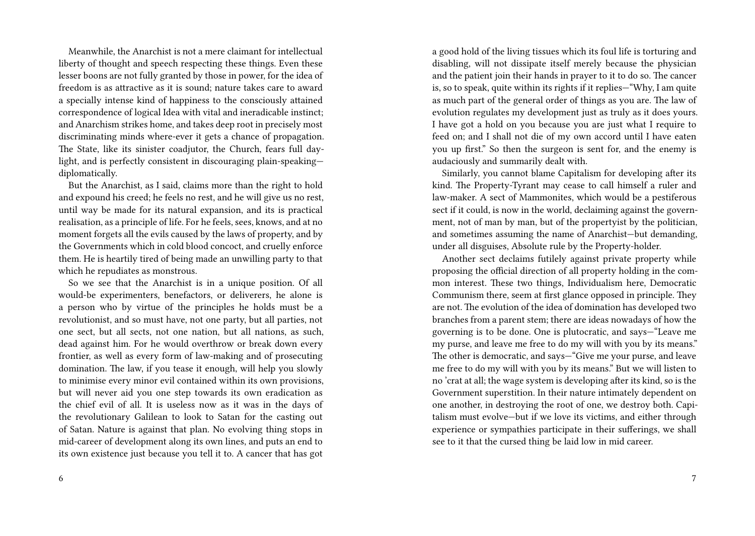Meanwhile, the Anarchist is not a mere claimant for intellectual liberty of thought and speech respecting these things. Even these lesser boons are not fully granted by those in power, for the idea of freedom is as attractive as it is sound; nature takes care to award a specially intense kind of happiness to the consciously attained correspondence of logical Idea with vital and ineradicable instinct; and Anarchism strikes home, and takes deep root in precisely most discriminating minds where-ever it gets a chance of propagation. The State, like its sinister coadjutor, the Church, fears full daylight, and is perfectly consistent in discouraging plain-speaking—diplomatically.

But the Anarchist, as I said, claims more than the right to hold and expound his creed; he feels no rest, and he will give us no rest, until way be made for its natural expansion, and its is practical realisation, as a principle of life. For he feels, sees, knows, and at no moment forgets all the evils caused by the laws of property, and by the Governments which in cold blood concoct, and cruelly enforce them. He is heartily tired of being made an unwilling party to that which he repudiates as monstrous.

So we see that the Anarchist is in a unique position. Of all would-be experimenters, benefactors, or deliverers, he alone is a person who by virtue of the principles he holds must be a revolutionist, and so must have, not one party, but all parties, not one sect, but all sects, not one nation, but all nations, as such, dead against him. For he would overthrow or break down every frontier, as well as every form of law-making and of prosecuting domination. The law, if you tease it enough, will help you slowly to minimise every minor evil contained within its own provisions, but will never aid you one step towards its own eradication as the chief evil of all. It is useless now as it was in the days of the revolutionary Galilean to look to Satan for the casting out of Satan. Nature is against that plan. No evolving thing stops in mid-career of development along its own lines, and puts an end to its own existence just because you tell it to. A cancer that has got a good hold of the living tissues which its foul life is torturing and disabling, will not dissipate itself merely because the physician and the patient join their hands in prayer to it to do so. The cancer is, so to speak, quite within its rights if it replies—"Why, I am quite as much part of the general order of things as you are. The law of evolution regulates my development just as truly as it does yours. I have got a hold on you because you are just what I require to feed on; and I shall not die of my own accord until I have eaten you up first." So then the surgeon is sent for, and the enemy is audaciously and summarily dealt with.

Similarly, you cannot blame Capitalism for developing after its kind. The Property-Tyrant may cease to call himself a ruler and law-maker. A sect of Mammonites, which would be a pestiferous sect if it could, is now in the world, declaiming against the government, not of man by man, but of the propertyist by the politician, and sometimes assuming the name of Anarchist—but demanding, under all disguises, Absolute rule by the Property-holder.

Another sect declaims futilely against private property while proposing the official direction of all property holding in the common interest. These two things, Individualism here, Democratic Communism there, seem at first glance opposed in principle. They are not. The evolution of the idea of domination has developed two branches from a parent stem; there are ideas nowadays of how the governing is to be done. One is plutocratic, and says—"Leave me my purse, and leave me free to do my will with you by its means." The other is democratic, and says—"Give me your purse, and leave me free to do my will with you by its means." But we will listen to no 'crat at all; the wage system is developing after its kind, so is the Government superstition. In their nature intimately dependent on one another, in destroying the root of one, we destroy both. Capitalism must evolve—but if we love its victims, and either through experience or sympathies participate in their sufferings, we shall see to it that the cursed thing be laid low in mid career.